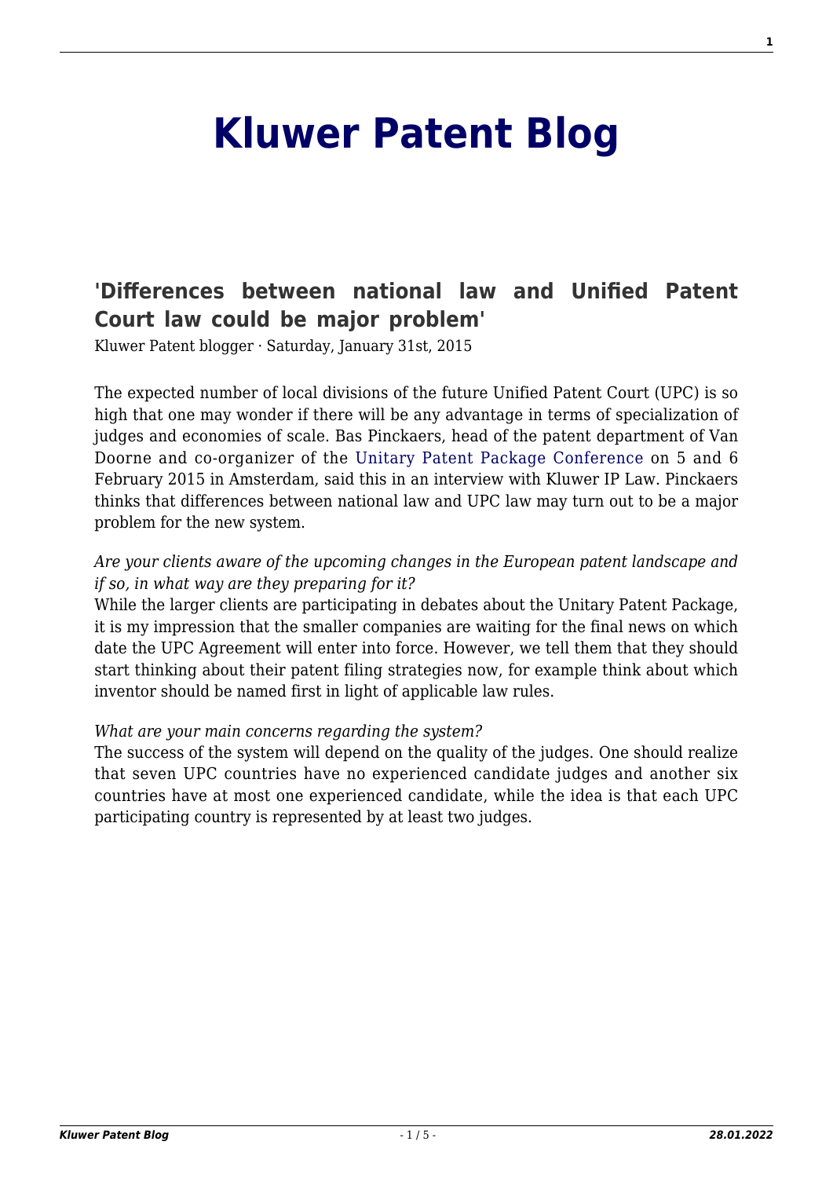# Kluwer Patent Blog

## 'Differences between national law and Unified Patent Court law could be major problem'

Kluwer Patent blogger · Saturday, January 31st, 2015

The expected number of local divisions of the future Unified Patent Court (UPC) is so high that one may wonder if there will be any advantage in terms of specialization of judges and economies of scale. Bas Pinckaers, head of the patent department of Van Doorne and co-organizer of the Unitary Patent Package Conference on 5 and 6 February 2015 in Amsterdam, said this in an interview with Kluwer IP Law. Pinckaers thinks that differences between national law and UPC law may turn out to be a major problem for the new system.

*Are your clients aware of the upcoming changes in the European patent landscape and if so, in what way are they preparing for it?*

While the larger clients are participating in debates about the Unitary Patent Package, it is my impression that the smaller companies are waiting for the final news on which date the UPC Agreement will enter into force. However, we tell them that they should start thinking about their patent filing strategies now, for example think about which inventor should be named first in light of applicable law rules.

*What are your main concerns regarding the system?*

The success of the system will depend on the quality of the judges. One should realize that seven UPC countries have no experienced candidate judges and another six countries have at most one experienced candidate, while the idea is that each UPC participating country is represented by at least two judges.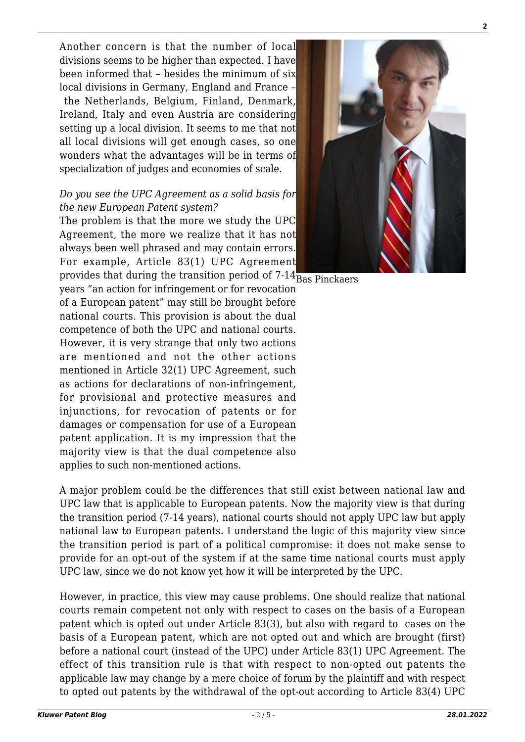Another concern is that the number of local divisions seems to be higher than expected. I have been informed that – besides the minimum of six local divisions in Germany, England and France – the Netherlands, Belgium, Finland, Denmark, Ireland, Italy and even Austria are considering setting up a local division. It seems to me that not all local divisions will get enough cases, so one wonders what the advantages will be in terms of specialization of judges and economies of scale.

*Do you see the UPC Agreement as a solid basis for the new European Patent system?*

The problem is that the more we study the UPC Agreement, the more we realize that it has not always been well phrased and may contain errors. For example, Article 83(1) UPC Agreement provides that during the transition period of 7-14 years "an action for infringement or for revocation of a European patent" may still be brought before national courts. This provision is about the dual competence of both the UPC and national courts. However, it is very strange that only two actions are mentioned and not the other actions mentioned in Article 32(1) UPC Agreement, such as actions for declarations of non-infringement, for provisional and protective measures and injunctions, for revocation of patents or for damages or compensation for use of a European patent application. It is my impression that the majority view is that the dual competence also applies to such non-mentioned actions.

Bas Pinckaers

A major problem could be the differences that still exist between national law and UPC law that is applicable to European patents. Now the majority view is that during the transition period (7-14 years), national courts should not apply UPC law but apply national law to European patents. I understand the logic of this majority view since the transition period is part of a political compromise: it does not make sense to provide for an opt-out of the system if at the same time national courts must apply UPC law, since we do not know yet how it will be interpreted by the UPC.

However, in practice, this view may cause problems. One should realize that national courts remain competent not only with respect to cases on the basis of a European patent which is opted out under Article 83(3), but also with regard to cases on the basis of a European patent, which are not opted out and which are brought (first) before a national court (instead of the UPC) under Article 83(1) UPC Agreement. The effect of this transition rule is that with respect to non-opted out patents the applicable law may change by a mere choice of forum by the plaintiff and with respect to opted out patents by the withdrawal of the opt-out according to Article 83(4) UPC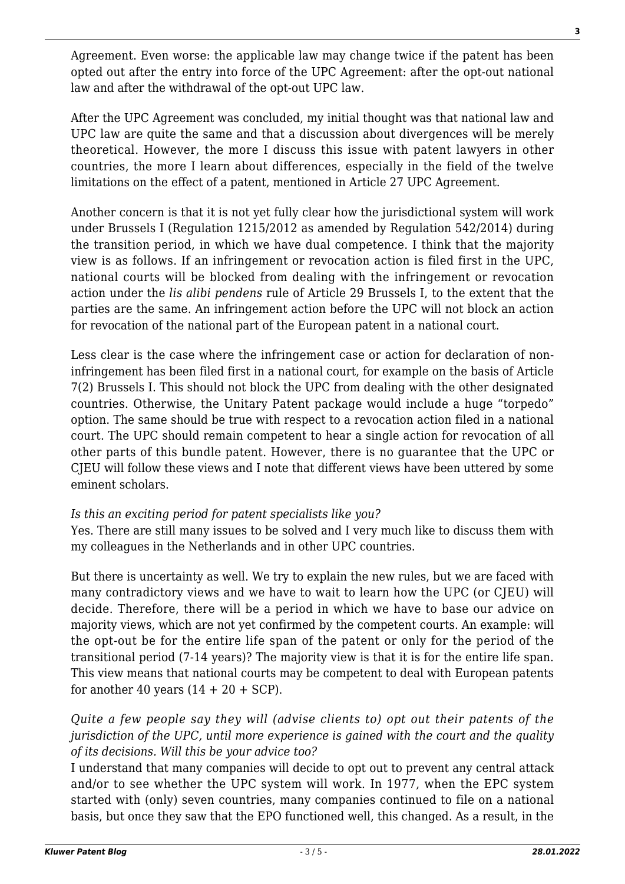Agreement. Even worse: the applicable law may change twice if the patent has been opted out after the entry into force of the UPC Agreement: after the opt-out national law and after the withdrawal of the opt-out UPC law.

After the UPC Agreement was concluded, my initial thought was that national law and UPC law are quite the same and that a discussion about divergences will be merely theoretical. However, the more I discuss this issue with patent lawyers in other countries, the more I learn about differences, especially in the field of the twelve limitations on the effect of a patent, mentioned in Article 27 UPC Agreement.

Another concern is that it is not yet fully clear how the jurisdictional system will work under Brussels I (Regulation 1215/2012 as amended by Regulation 542/2014) during the transition period, in which we have dual competence. I think that the majority view is as follows. If an infringement or revocation action is filed first in the UPC, national courts will be blocked from dealing with the infringement or revocation action under the *lis alibi pendens* rule of Article 29 Brussels I, to the extent that the parties are the same. An infringement action before the UPC will not block an action for revocation of the national part of the European patent in a national court.

Less clear is the case where the infringement case or action for declaration of non-infringement has been filed first in a national court, for example on the basis of Article 7(2) Brussels I. This should not block the UPC from dealing with the other designated countries. Otherwise, the Unitary Patent package would include a huge "torpedo" option. The same should be true with respect to a revocation action filed in a national court. The UPC should remain competent to hear a single action for revocation of all other parts of this bundle patent. However, there is no guarantee that the UPC or CJEU will follow these views and I note that different views have been uttered by some eminent scholars.

*Is this an exciting period for patent specialists like you?*
Yes. There are still many issues to be solved and I very much like to discuss them with my colleagues in the Netherlands and in other UPC countries.

But there is uncertainty as well. We try to explain the new rules, but we are faced with many contradictory views and we have to wait to learn how the UPC (or CJEU) will decide. Therefore, there will be a period in which we have to base our advice on majority views, which are not yet confirmed by the competent courts. An example: will the opt-out be for the entire life span of the patent or only for the period of the transitional period (7-14 years)? The majority view is that it is for the entire life span. This view means that national courts may be competent to deal with European patents for another 40 years (14 + 20 + SCP).

*Quite a few people say they will (advise clients to) opt out their patents of the jurisdiction of the UPC, until more experience is gained with the court and the quality of its decisions. Will this be your advice too?*
I understand that many companies will decide to opt out to prevent any central attack and/or to see whether the UPC system will work. In 1977, when the EPC system started with (only) seven countries, many companies continued to file on a national basis, but once they saw that the EPO functioned well, this changed. As a result, in the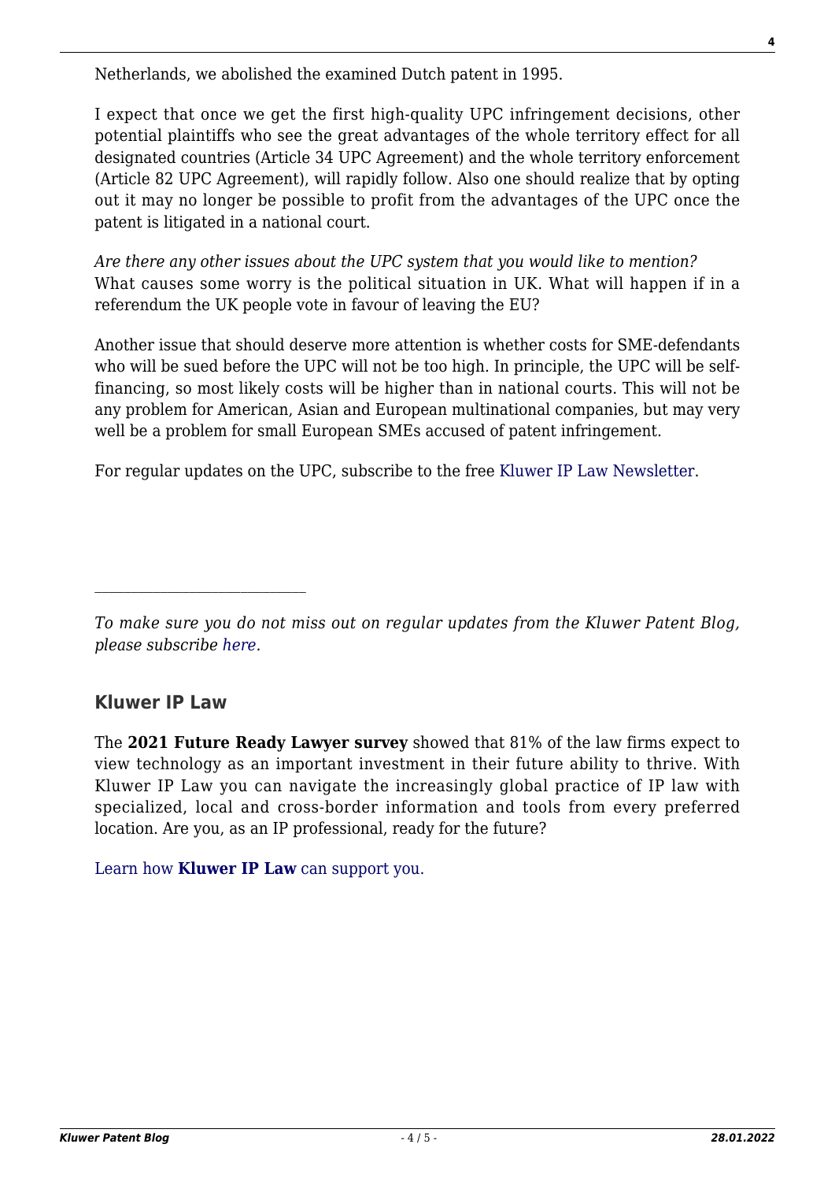Netherlands, we abolished the examined Dutch patent in 1995.

I expect that once we get the first high-quality UPC infringement decisions, other potential plaintiffs who see the great advantages of the whole territory effect for all designated countries (Article 34 UPC Agreement) and the whole territory enforcement (Article 82 UPC Agreement), will rapidly follow. Also one should realize that by opting out it may no longer be possible to profit from the advantages of the UPC once the patent is litigated in a national court.

*Are there any other issues about the UPC system that you would like to mention?*
What causes some worry is the political situation in UK. What will happen if in a referendum the UK people vote in favour of leaving the EU?

Another issue that should deserve more attention is whether costs for SME-defendants who will be sued before the UPC will not be too high. In principle, the UPC will be self-financing, so most likely costs will be higher than in national courts. This will not be any problem for American, Asian and European multinational companies, but may very well be a problem for small European SMEs accused of patent infringement.

For regular updates on the UPC, subscribe to the free Kluwer IP Law Newsletter.

---

*To make sure you do not miss out on regular updates from the Kluwer Patent Blog, please subscribe here.*

### Kluwer IP Law

The **2021 Future Ready Lawyer survey** showed that 81% of the law firms expect to view technology as an important investment in their future ability to thrive. With Kluwer IP Law you can navigate the increasingly global practice of IP law with specialized, local and cross-border information and tools from every preferred location. Are you, as an IP professional, ready for the future?

Learn how **Kluwer IP Law** can support you.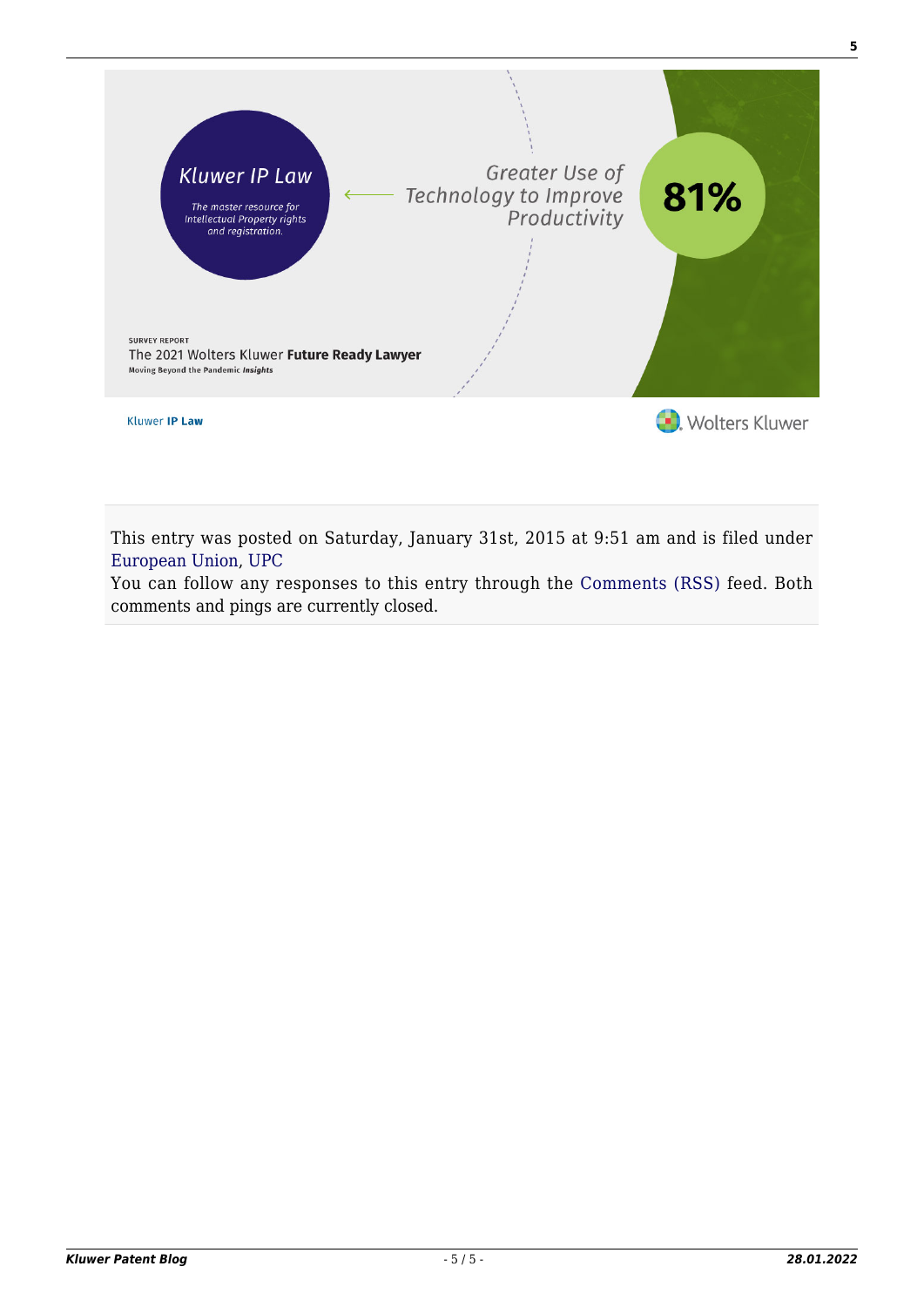Kluwer IP Law

The master resource for Intellectual Property rights and registration.

Greater Use of Technology to Improve Productivity

81%

SURVEY REPORT

The 2021 Wolters Kluwer **Future Ready Lawyer**

Moving Beyond the Pandemic *Insights*

Kluwer **IP Law**

Wolters Kluwer

This entry was posted on Saturday, January 31st, 2015 at 9:51 am and is filed under European Union, UPC
You can follow any responses to this entry through the Comments (RSS) feed. Both comments and pings are currently closed.